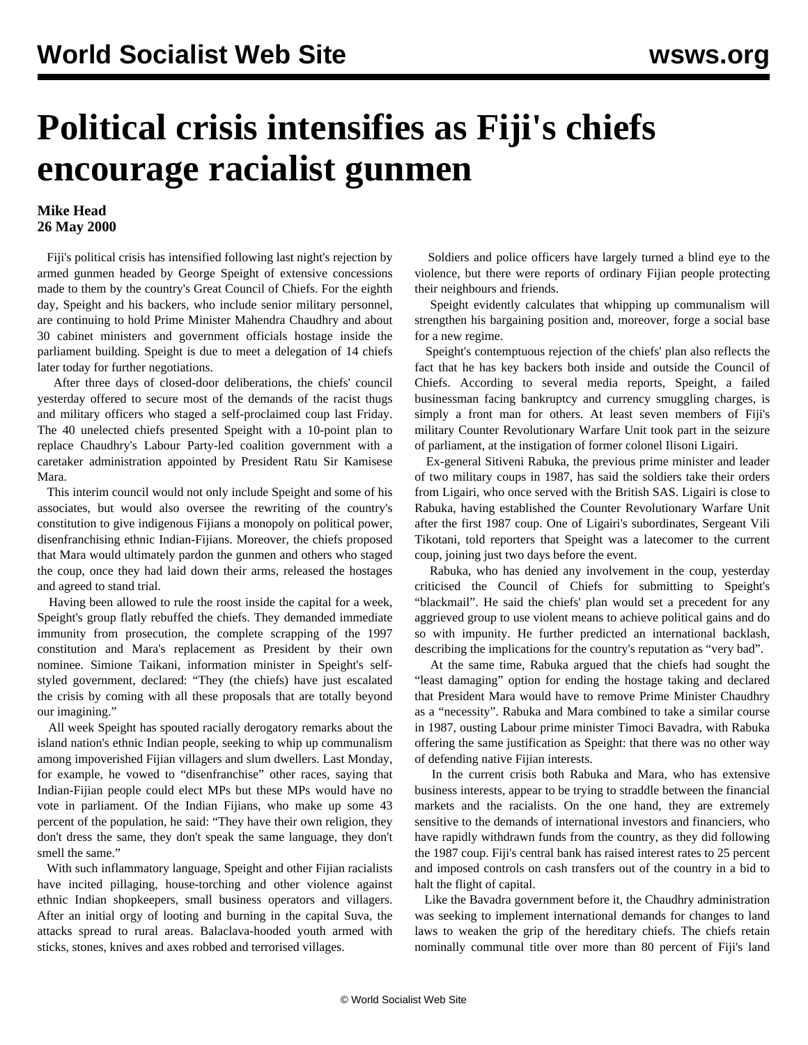# Political crisis intensifies as Fiji's chiefs encourage racialist gunmen

**Mike Head**
**26 May 2000**

Fiji's political crisis has intensified following last night's rejection by armed gunmen headed by George Speight of extensive concessions made to them by the country's Great Council of Chiefs. For the eighth day, Speight and his backers, who include senior military personnel, are continuing to hold Prime Minister Mahendra Chaudhry and about 30 cabinet ministers and government officials hostage inside the parliament building. Speight is due to meet a delegation of 14 chiefs later today for further negotiations.

After three days of closed-door deliberations, the chiefs' council yesterday offered to secure most of the demands of the racist thugs and military officers who staged a self-proclaimed coup last Friday. The 40 unelected chiefs presented Speight with a 10-point plan to replace Chaudhry's Labour Party-led coalition government with a caretaker administration appointed by President Ratu Sir Kamisese Mara.

This interim council would not only include Speight and some of his associates, but would also oversee the rewriting of the country's constitution to give indigenous Fijians a monopoly on political power, disenfranchising ethnic Indian-Fijians. Moreover, the chiefs proposed that Mara would ultimately pardon the gunmen and others who staged the coup, once they had laid down their arms, released the hostages and agreed to stand trial.

Having been allowed to rule the roost inside the capital for a week, Speight's group flatly rebuffed the chiefs. They demanded immediate immunity from prosecution, the complete scrapping of the 1997 constitution and Mara's replacement as President by their own nominee. Simione Taikani, information minister in Speight's self-styled government, declared: "They (the chiefs) have just escalated the crisis by coming with all these proposals that are totally beyond our imagining."

All week Speight has spouted racially derogatory remarks about the island nation's ethnic Indian people, seeking to whip up communalism among impoverished Fijian villagers and slum dwellers. Last Monday, for example, he vowed to "disenfranchise" other races, saying that Indian-Fijian people could elect MPs but these MPs would have no vote in parliament. Of the Indian Fijians, who make up some 43 percent of the population, he said: "They have their own religion, they don't dress the same, they don't speak the same language, they don't smell the same."

With such inflammatory language, Speight and other Fijian racialists have incited pillaging, house-torching and other violence against ethnic Indian shopkeepers, small business operators and villagers. After an initial orgy of looting and burning in the capital Suva, the attacks spread to rural areas. Balaclava-hooded youth armed with sticks, stones, knives and axes robbed and terrorised villages.

Soldiers and police officers have largely turned a blind eye to the violence, but there were reports of ordinary Fijian people protecting their neighbours and friends.

Speight evidently calculates that whipping up communalism will strengthen his bargaining position and, moreover, forge a social base for a new regime.

Speight's contemptuous rejection of the chiefs' plan also reflects the fact that he has key backers both inside and outside the Council of Chiefs. According to several media reports, Speight, a failed businessman facing bankruptcy and currency smuggling charges, is simply a front man for others. At least seven members of Fiji's military Counter Revolutionary Warfare Unit took part in the seizure of parliament, at the instigation of former colonel Ilisoni Ligairi.

Ex-general Sitiveni Rabuka, the previous prime minister and leader of two military coups in 1987, has said the soldiers take their orders from Ligairi, who once served with the British SAS. Ligairi is close to Rabuka, having established the Counter Revolutionary Warfare Unit after the first 1987 coup. One of Ligairi's subordinates, Sergeant Vili Tikotani, told reporters that Speight was a latecomer to the current coup, joining just two days before the event.

Rabuka, who has denied any involvement in the coup, yesterday criticised the Council of Chiefs for submitting to Speight's "blackmail". He said the chiefs' plan would set a precedent for any aggrieved group to use violent means to achieve political gains and do so with impunity. He further predicted an international backlash, describing the implications for the country's reputation as "very bad".

At the same time, Rabuka argued that the chiefs had sought the "least damaging" option for ending the hostage taking and declared that President Mara would have to remove Prime Minister Chaudhry as a "necessity". Rabuka and Mara combined to take a similar course in 1987, ousting Labour prime minister Timoci Bavadra, with Rabuka offering the same justification as Speight: that there was no other way of defending native Fijian interests.

In the current crisis both Rabuka and Mara, who has extensive business interests, appear to be trying to straddle between the financial markets and the racialists. On the one hand, they are extremely sensitive to the demands of international investors and financiers, who have rapidly withdrawn funds from the country, as they did following the 1987 coup. Fiji's central bank has raised interest rates to 25 percent and imposed controls on cash transfers out of the country in a bid to halt the flight of capital.

Like the Bavadra government before it, the Chaudhry administration was seeking to implement international demands for changes to land laws to weaken the grip of the hereditary chiefs. The chiefs retain nominally communal title over more than 80 percent of Fiji's land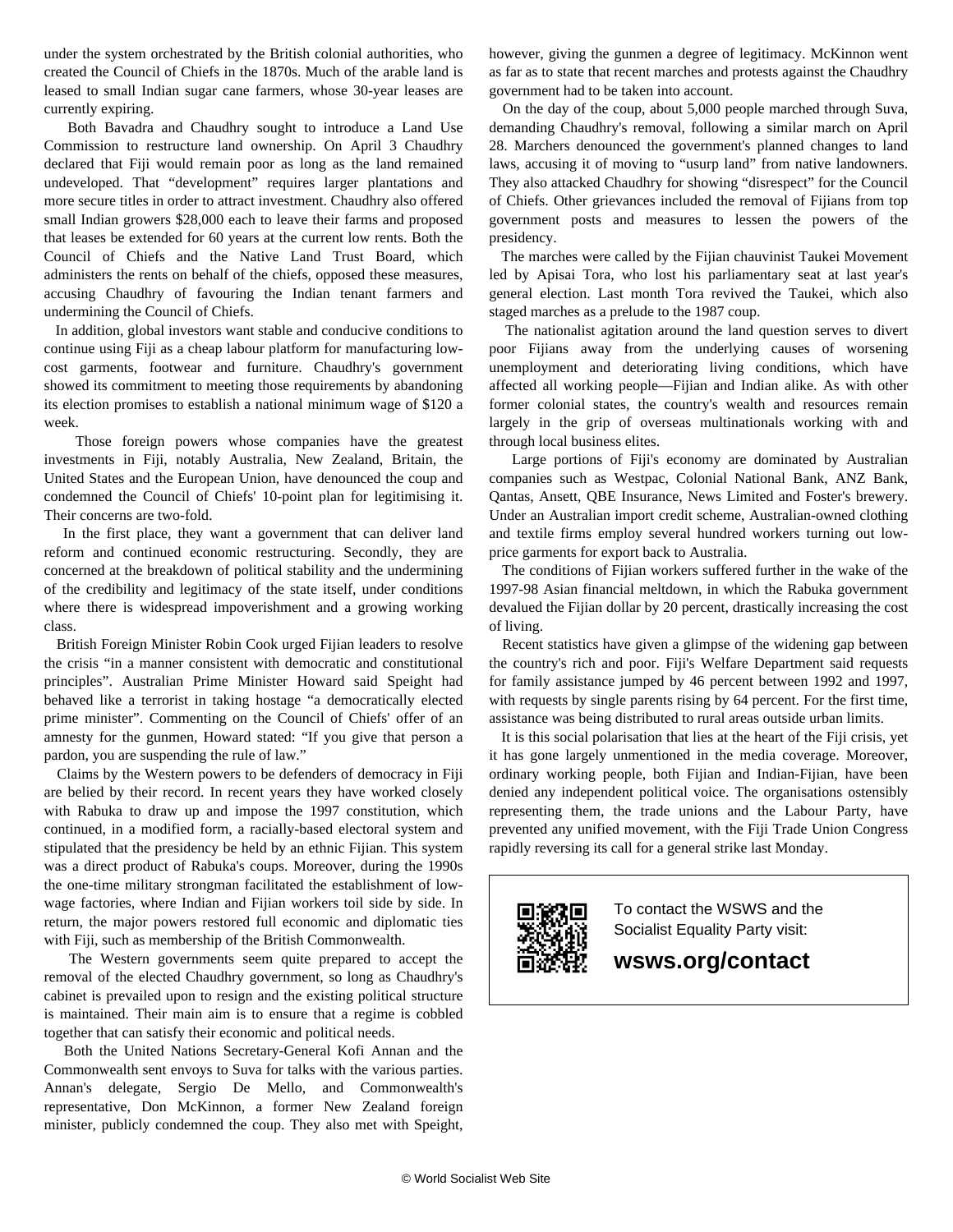under the system orchestrated by the British colonial authorities, who created the Council of Chiefs in the 1870s. Much of the arable land is leased to small Indian sugar cane farmers, whose 30-year leases are currently expiring.

Both Bavadra and Chaudhry sought to introduce a Land Use Commission to restructure land ownership. On April 3 Chaudhry declared that Fiji would remain poor as long as the land remained undeveloped. That "development" requires larger plantations and more secure titles in order to attract investment. Chaudhry also offered small Indian growers $28,000 each to leave their farms and proposed that leases be extended for 60 years at the current low rents. Both the Council of Chiefs and the Native Land Trust Board, which administers the rents on behalf of the chiefs, opposed these measures, accusing Chaudhry of favouring the Indian tenant farmers and undermining the Council of Chiefs.

In addition, global investors want stable and conducive conditions to continue using Fiji as a cheap labour platform for manufacturing low-cost garments, footwear and furniture. Chaudhry's government showed its commitment to meeting those requirements by abandoning its election promises to establish a national minimum wage of $120 a week.

Those foreign powers whose companies have the greatest investments in Fiji, notably Australia, New Zealand, Britain, the United States and the European Union, have denounced the coup and condemned the Council of Chiefs' 10-point plan for legitimising it. Their concerns are two-fold.

In the first place, they want a government that can deliver land reform and continued economic restructuring. Secondly, they are concerned at the breakdown of political stability and the undermining of the credibility and legitimacy of the state itself, under conditions where there is widespread impoverishment and a growing working class.

British Foreign Minister Robin Cook urged Fijian leaders to resolve the crisis "in a manner consistent with democratic and constitutional principles". Australian Prime Minister Howard said Speight had behaved like a terrorist in taking hostage "a democratically elected prime minister". Commenting on the Council of Chiefs' offer of an amnesty for the gunmen, Howard stated: "If you give that person a pardon, you are suspending the rule of law."

Claims by the Western powers to be defenders of democracy in Fiji are belied by their record. In recent years they have worked closely with Rabuka to draw up and impose the 1997 constitution, which continued, in a modified form, a racially-based electoral system and stipulated that the presidency be held by an ethnic Fijian. This system was a direct product of Rabuka's coups. Moreover, during the 1990s the one-time military strongman facilitated the establishment of low-wage factories, where Indian and Fijian workers toil side by side. In return, the major powers restored full economic and diplomatic ties with Fiji, such as membership of the British Commonwealth.

The Western governments seem quite prepared to accept the removal of the elected Chaudhry government, so long as Chaudhry's cabinet is prevailed upon to resign and the existing political structure is maintained. Their main aim is to ensure that a regime is cobbled together that can satisfy their economic and political needs.

Both the United Nations Secretary-General Kofi Annan and the Commonwealth sent envoys to Suva for talks with the various parties. Annan's delegate, Sergio De Mello, and Commonwealth's representative, Don McKinnon, a former New Zealand foreign minister, publicly condemned the coup. They also met with Speight, however, giving the gunmen a degree of legitimacy. McKinnon went as far as to state that recent marches and protests against the Chaudhry government had to be taken into account.

On the day of the coup, about 5,000 people marched through Suva, demanding Chaudhry's removal, following a similar march on April 28. Marchers denounced the government's planned changes to land laws, accusing it of moving to "usurp land" from native landowners. They also attacked Chaudhry for showing "disrespect" for the Council of Chiefs. Other grievances included the removal of Fijians from top government posts and measures to lessen the powers of the presidency.

The marches were called by the Fijian chauvinist Taukei Movement led by Apisai Tora, who lost his parliamentary seat at last year's general election. Last month Tora revived the Taukei, which also staged marches as a prelude to the 1987 coup.

The nationalist agitation around the land question serves to divert poor Fijians away from the underlying causes of worsening unemployment and deteriorating living conditions, which have affected all working people—Fijian and Indian alike. As with other former colonial states, the country's wealth and resources remain largely in the grip of overseas multinationals working with and through local business elites.

Large portions of Fiji's economy are dominated by Australian companies such as Westpac, Colonial National Bank, ANZ Bank, Qantas, Ansett, QBE Insurance, News Limited and Foster's brewery. Under an Australian import credit scheme, Australian-owned clothing and textile firms employ several hundred workers turning out low-price garments for export back to Australia.

The conditions of Fijian workers suffered further in the wake of the 1997-98 Asian financial meltdown, in which the Rabuka government devalued the Fijian dollar by 20 percent, drastically increasing the cost of living.

Recent statistics have given a glimpse of the widening gap between the country's rich and poor. Fiji's Welfare Department said requests for family assistance jumped by 46 percent between 1992 and 1997, with requests by single parents rising by 64 percent. For the first time, assistance was being distributed to rural areas outside urban limits.

It is this social polarisation that lies at the heart of the Fiji crisis, yet it has gone largely unmentioned in the media coverage. Moreover, ordinary working people, both Fijian and Indian-Fijian, have been denied any independent political voice. The organisations ostensibly representing them, the trade unions and the Labour Party, have prevented any unified movement, with the Fiji Trade Union Congress rapidly reversing its call for a general strike last Monday.

To contact the WSWS and the Socialist Equality Party visit:

**wsws.org/contact**